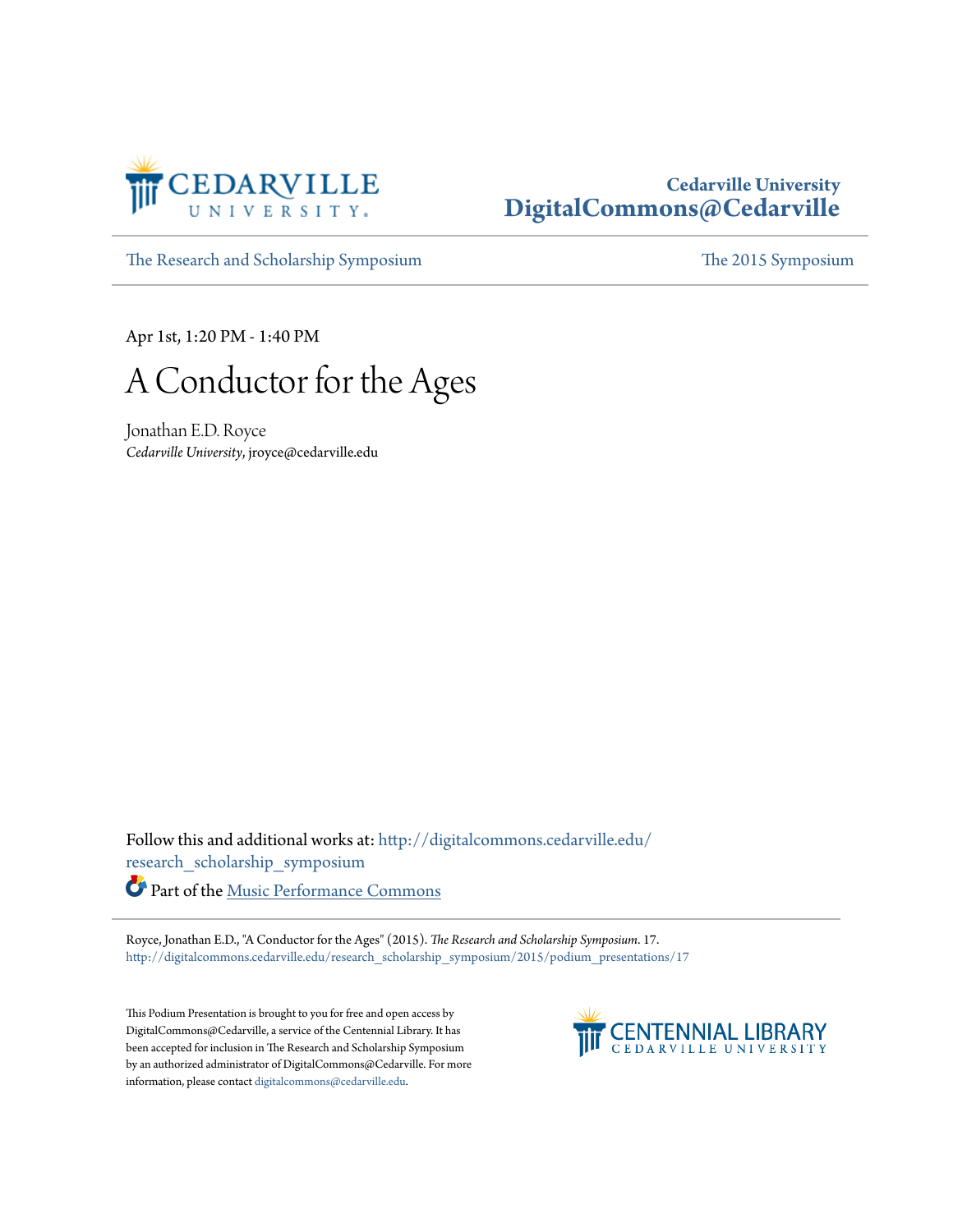Cedarville University
DigitalCommons@Cedarville

The Research and Scholarship Symposium | The 2015 Symposium

Apr 1st, 1:20 PM - 1:40 PM

# A Conductor for the Ages

Jonathan E.D. Royce
*Cedarville University*, jroyce@cedarville.edu

Follow this and additional works at: http://digitalcommons.cedarville.edu/research_scholarship_symposium

Part of the Music Performance Commons

Royce, Jonathan E.D., "A Conductor for the Ages" (2015). *The Research and Scholarship Symposium*. 17.
http://digitalcommons.cedarville.edu/research_scholarship_symposium/2015/podium_presentations/17

This Podium Presentation is brought to you for free and open access by DigitalCommons@Cedarville, a service of the Centennial Library. It has been accepted for inclusion in The Research and Scholarship Symposium by an authorized administrator of DigitalCommons@Cedarville. For more information, please contact digitalcommons@cedarville.edu.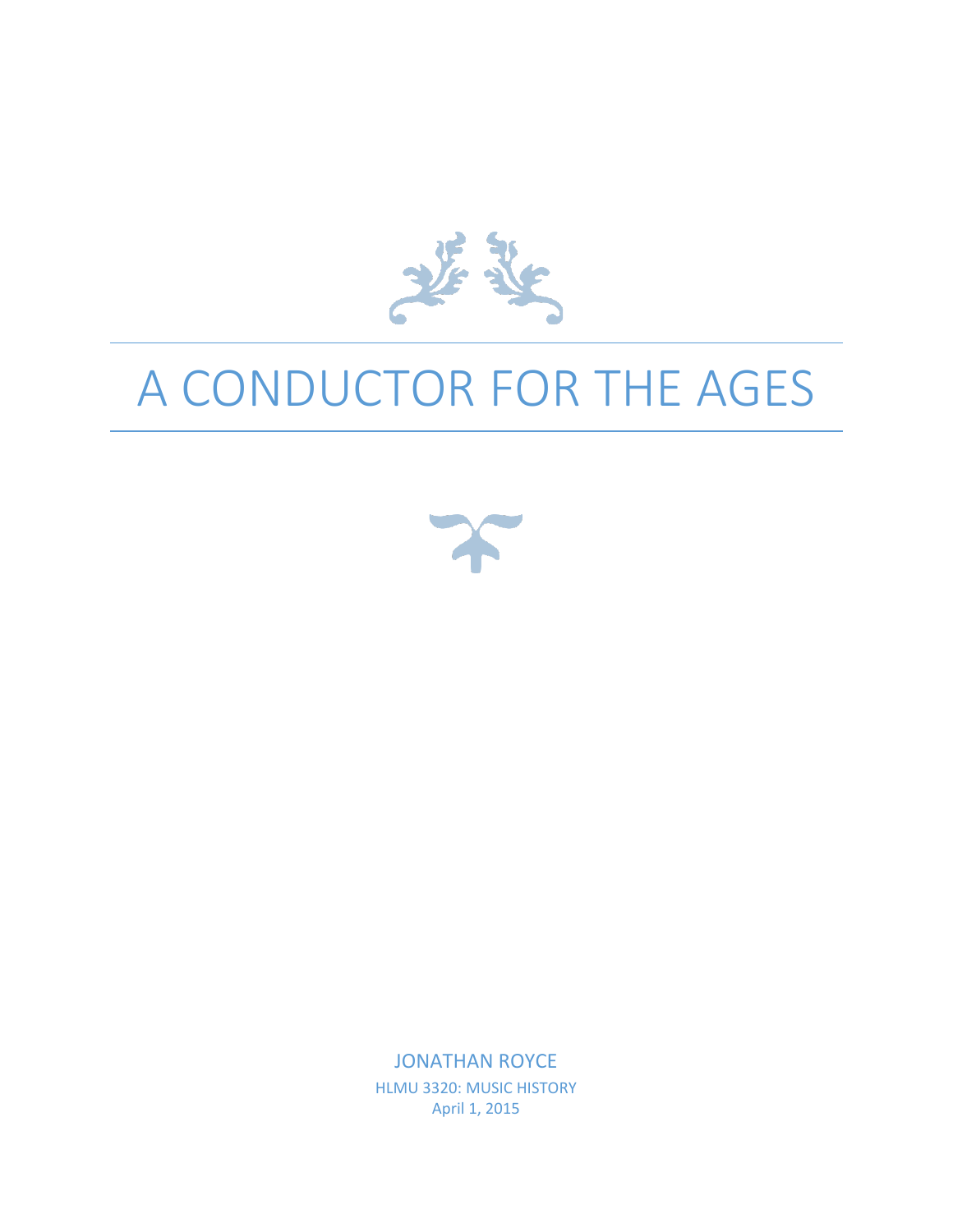# A CONDUCTOR FOR THE AGES

JONATHAN ROYCE

HLMU 3320: MUSIC HISTORY

April 1, 2015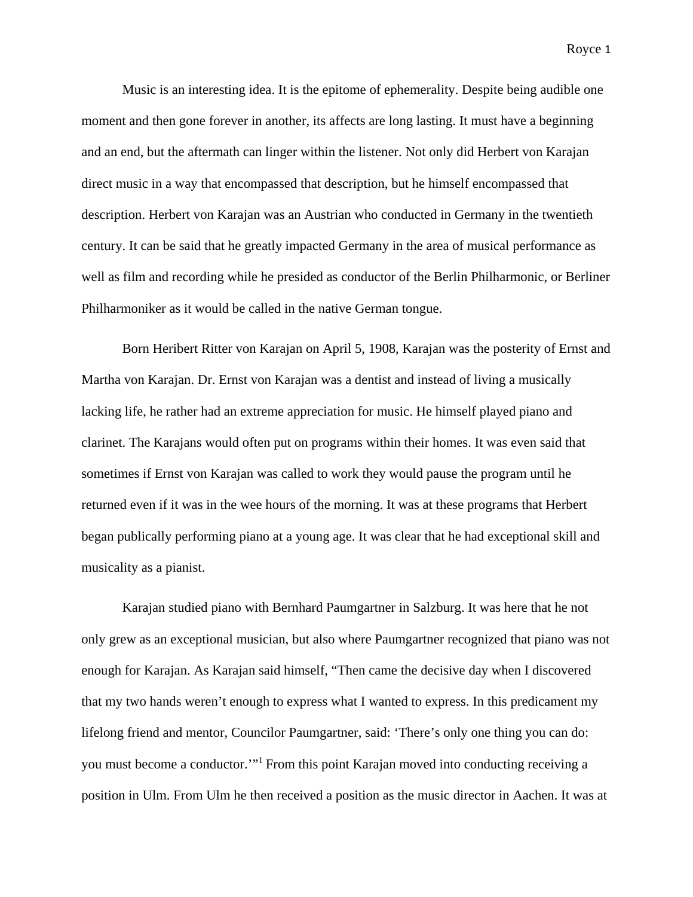Music is an interesting idea. It is the epitome of ephemerality. Despite being audible one moment and then gone forever in another, its affects are long lasting. It must have a beginning and an end, but the aftermath can linger within the listener. Not only did Herbert von Karajan direct music in a way that encompassed that description, but he himself encompassed that description. Herbert von Karajan was an Austrian who conducted in Germany in the twentieth century. It can be said that he greatly impacted Germany in the area of musical performance as well as film and recording while he presided as conductor of the Berlin Philharmonic, or Berliner Philharmoniker as it would be called in the native German tongue.

Born Heribert Ritter von Karajan on April 5, 1908, Karajan was the posterity of Ernst and Martha von Karajan. Dr. Ernst von Karajan was a dentist and instead of living a musically lacking life, he rather had an extreme appreciation for music. He himself played piano and clarinet. The Karajans would often put on programs within their homes. It was even said that sometimes if Ernst von Karajan was called to work they would pause the program until he returned even if it was in the wee hours of the morning. It was at these programs that Herbert began publically performing piano at a young age. It was clear that he had exceptional skill and musicality as a pianist.

Karajan studied piano with Bernhard Paumgartner in Salzburg. It was here that he not only grew as an exceptional musician, but also where Paumgartner recognized that piano was not enough for Karajan. As Karajan said himself, "Then came the decisive day when I discovered that my two hands weren't enough to express what I wanted to express. In this predicament my lifelong friend and mentor, Councilor Paumgartner, said: 'There's only one thing you can do: you must become a conductor.'"[1] From this point Karajan moved into conducting receiving a position in Ulm. From Ulm he then received a position as the music director in Aachen. It was at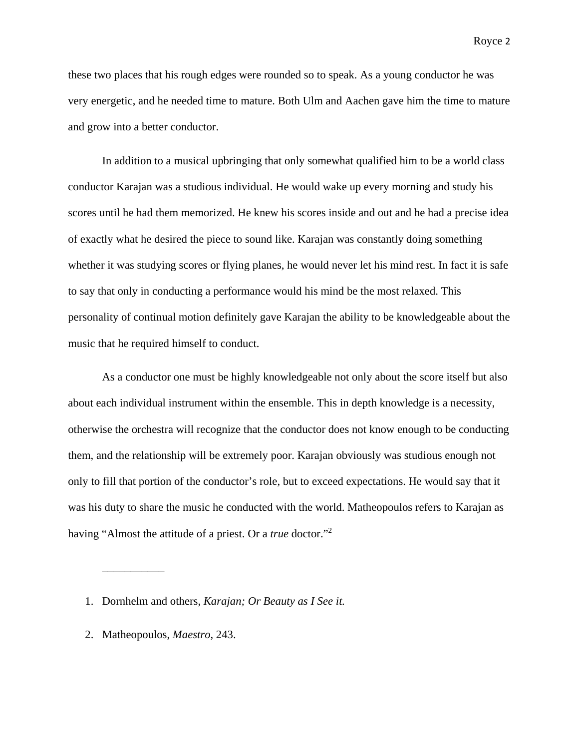these two places that his rough edges were rounded so to speak. As a young conductor he was very energetic, and he needed time to mature. Both Ulm and Aachen gave him the time to mature and grow into a better conductor.

In addition to a musical upbringing that only somewhat qualified him to be a world class conductor Karajan was a studious individual. He would wake up every morning and study his scores until he had them memorized. He knew his scores inside and out and he had a precise idea of exactly what he desired the piece to sound like. Karajan was constantly doing something whether it was studying scores or flying planes, he would never let his mind rest. In fact it is safe to say that only in conducting a performance would his mind be the most relaxed. This personality of continual motion definitely gave Karajan the ability to be knowledgeable about the music that he required himself to conduct.

As a conductor one must be highly knowledgeable not only about the score itself but also about each individual instrument within the ensemble. This in depth knowledge is a necessity, otherwise the orchestra will recognize that the conductor does not know enough to be conducting them, and the relationship will be extremely poor. Karajan obviously was studious enough not only to fill that portion of the conductor's role, but to exceed expectations. He would say that it was his duty to share the music he conducted with the world. Matheopoulos refers to Karajan as having "Almost the attitude of a priest. Or a *true* doctor."[2]

___________

1. Dornhelm and others, *Karajan; Or Beauty as I See it.*
2. Matheopoulos, *Maestro*, 243.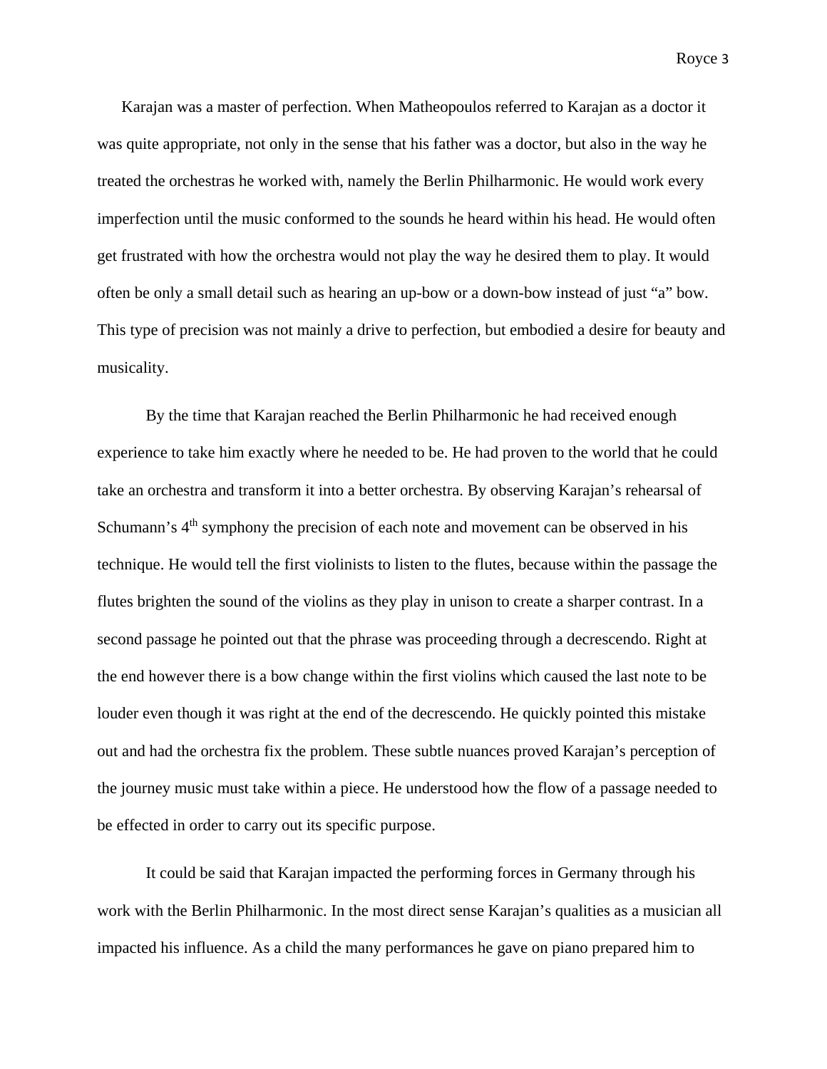Karajan was a master of perfection. When Matheopoulos referred to Karajan as a doctor it was quite appropriate, not only in the sense that his father was a doctor, but also in the way he treated the orchestras he worked with, namely the Berlin Philharmonic. He would work every imperfection until the music conformed to the sounds he heard within his head. He would often get frustrated with how the orchestra would not play the way he desired them to play. It would often be only a small detail such as hearing an up-bow or a down-bow instead of just "a" bow. This type of precision was not mainly a drive to perfection, but embodied a desire for beauty and musicality.

By the time that Karajan reached the Berlin Philharmonic he had received enough experience to take him exactly where he needed to be. He had proven to the world that he could take an orchestra and transform it into a better orchestra. By observing Karajan's rehearsal of Schumann's 4th symphony the precision of each note and movement can be observed in his technique. He would tell the first violinists to listen to the flutes, because within the passage the flutes brighten the sound of the violins as they play in unison to create a sharper contrast. In a second passage he pointed out that the phrase was proceeding through a decrescendo. Right at the end however there is a bow change within the first violins which caused the last note to be louder even though it was right at the end of the decrescendo. He quickly pointed this mistake out and had the orchestra fix the problem. These subtle nuances proved Karajan's perception of the journey music must take within a piece. He understood how the flow of a passage needed to be effected in order to carry out its specific purpose.

It could be said that Karajan impacted the performing forces in Germany through his work with the Berlin Philharmonic. In the most direct sense Karajan's qualities as a musician all impacted his influence. As a child the many performances he gave on piano prepared him to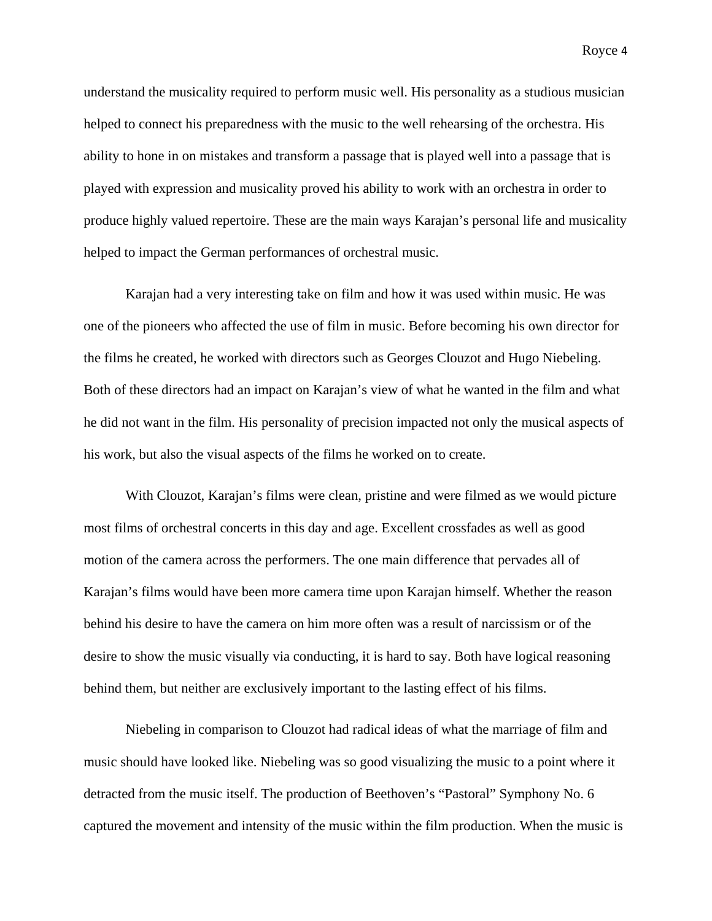understand the musicality required to perform music well. His personality as a studious musician helped to connect his preparedness with the music to the well rehearsing of the orchestra. His ability to hone in on mistakes and transform a passage that is played well into a passage that is played with expression and musicality proved his ability to work with an orchestra in order to produce highly valued repertoire. These are the main ways Karajan's personal life and musicality helped to impact the German performances of orchestral music.

Karajan had a very interesting take on film and how it was used within music. He was one of the pioneers who affected the use of film in music. Before becoming his own director for the films he created, he worked with directors such as Georges Clouzot and Hugo Niebeling. Both of these directors had an impact on Karajan's view of what he wanted in the film and what he did not want in the film. His personality of precision impacted not only the musical aspects of his work, but also the visual aspects of the films he worked on to create.

With Clouzot, Karajan's films were clean, pristine and were filmed as we would picture most films of orchestral concerts in this day and age. Excellent crossfades as well as good motion of the camera across the performers. The one main difference that pervades all of Karajan's films would have been more camera time upon Karajan himself. Whether the reason behind his desire to have the camera on him more often was a result of narcissism or of the desire to show the music visually via conducting, it is hard to say. Both have logical reasoning behind them, but neither are exclusively important to the lasting effect of his films.

Niebeling in comparison to Clouzot had radical ideas of what the marriage of film and music should have looked like. Niebeling was so good visualizing the music to a point where it detracted from the music itself. The production of Beethoven's "Pastoral" Symphony No. 6 captured the movement and intensity of the music within the film production. When the music is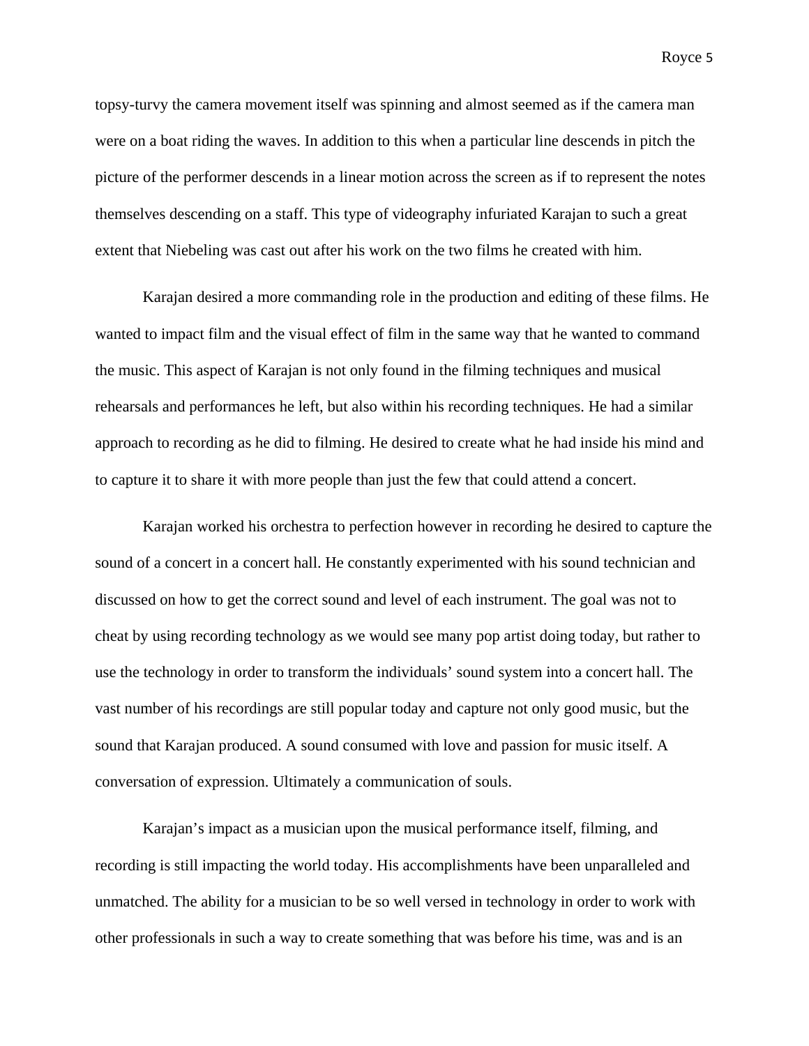topsy-turvy the camera movement itself was spinning and almost seemed as if the camera man were on a boat riding the waves. In addition to this when a particular line descends in pitch the picture of the performer descends in a linear motion across the screen as if to represent the notes themselves descending on a staff. This type of videography infuriated Karajan to such a great extent that Niebeling was cast out after his work on the two films he created with him.

Karajan desired a more commanding role in the production and editing of these films. He wanted to impact film and the visual effect of film in the same way that he wanted to command the music. This aspect of Karajan is not only found in the filming techniques and musical rehearsals and performances he left, but also within his recording techniques. He had a similar approach to recording as he did to filming. He desired to create what he had inside his mind and to capture it to share it with more people than just the few that could attend a concert.

Karajan worked his orchestra to perfection however in recording he desired to capture the sound of a concert in a concert hall. He constantly experimented with his sound technician and discussed on how to get the correct sound and level of each instrument. The goal was not to cheat by using recording technology as we would see many pop artist doing today, but rather to use the technology in order to transform the individuals' sound system into a concert hall. The vast number of his recordings are still popular today and capture not only good music, but the sound that Karajan produced. A sound consumed with love and passion for music itself. A conversation of expression. Ultimately a communication of souls.

Karajan's impact as a musician upon the musical performance itself, filming, and recording is still impacting the world today. His accomplishments have been unparalleled and unmatched. The ability for a musician to be so well versed in technology in order to work with other professionals in such a way to create something that was before his time, was and is an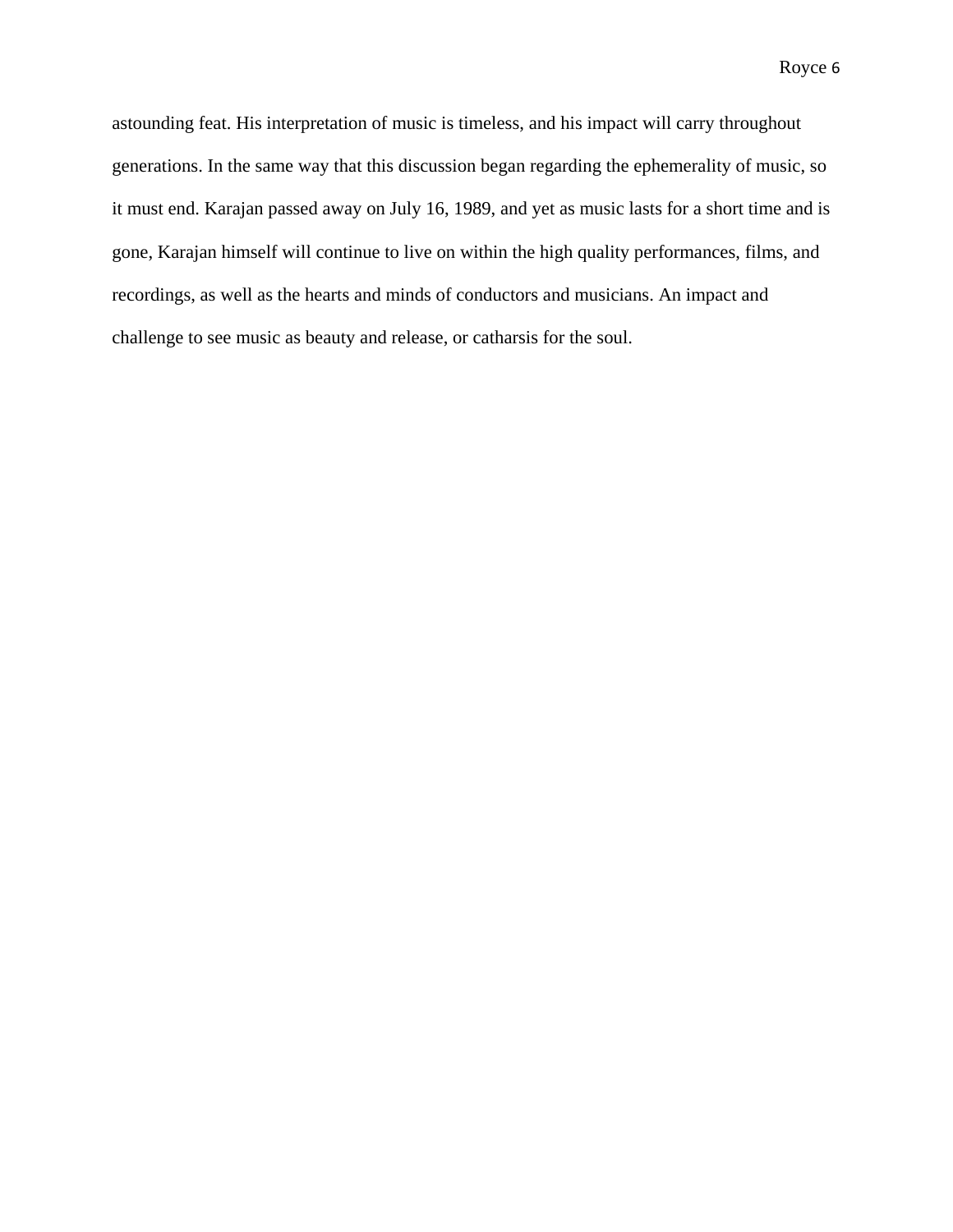astounding feat. His interpretation of music is timeless, and his impact will carry throughout generations. In the same way that this discussion began regarding the ephemerality of music, so it must end. Karajan passed away on July 16, 1989, and yet as music lasts for a short time and is gone, Karajan himself will continue to live on within the high quality performances, films, and recordings, as well as the hearts and minds of conductors and musicians. An impact and challenge to see music as beauty and release, or catharsis for the soul.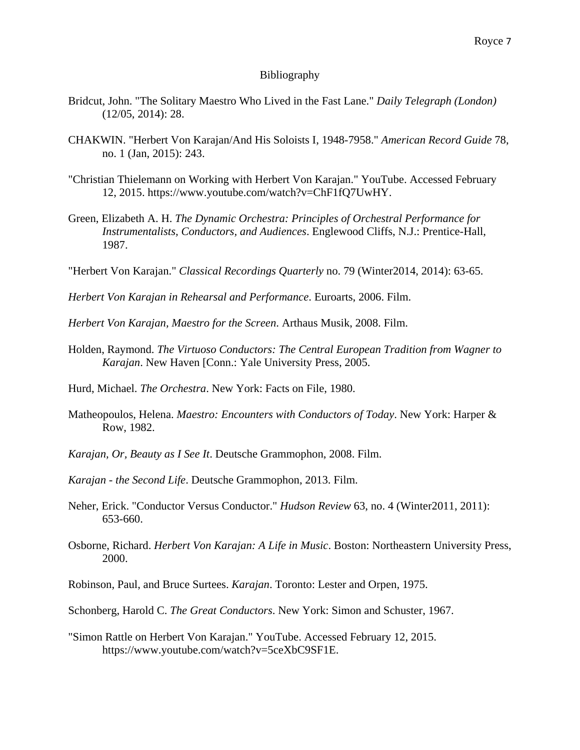# Bibliography

Bridcut, John. "The Solitary Maestro Who Lived in the Fast Lane." *Daily Telegraph (London)* (12/05, 2014): 28.

CHAKWIN. "Herbert Von Karajan/And His Soloists I, 1948-7958." *American Record Guide* 78, no. 1 (Jan, 2015): 243.

"Christian Thielemann on Working with Herbert Von Karajan." YouTube. Accessed February 12, 2015. https://www.youtube.com/watch?v=ChF1fQ7UwHY.

Green, Elizabeth A. H. *The Dynamic Orchestra: Principles of Orchestral Performance for Instrumentalists, Conductors, and Audiences*. Englewood Cliffs, N.J.: Prentice-Hall, 1987.

"Herbert Von Karajan." *Classical Recordings Quarterly* no. 79 (Winter2014, 2014): 63-65.

*Herbert Von Karajan in Rehearsal and Performance*. Euroarts, 2006. Film.

*Herbert Von Karajan, Maestro for the Screen*. Arthaus Musik, 2008. Film.

Holden, Raymond. *The Virtuoso Conductors: The Central European Tradition from Wagner to Karajan*. New Haven [Conn.: Yale University Press, 2005.

Hurd, Michael. *The Orchestra*. New York: Facts on File, 1980.

Matheopoulos, Helena. *Maestro: Encounters with Conductors of Today*. New York: Harper & Row, 1982.

*Karajan, Or, Beauty as I See It*. Deutsche Grammophon, 2008. Film.

*Karajan - the Second Life*. Deutsche Grammophon, 2013. Film.

Neher, Erick. "Conductor Versus Conductor." *Hudson Review* 63, no. 4 (Winter2011, 2011): 653-660.

Osborne, Richard. *Herbert Von Karajan: A Life in Music*. Boston: Northeastern University Press, 2000.

Robinson, Paul, and Bruce Surtees. *Karajan*. Toronto: Lester and Orpen, 1975.

Schonberg, Harold C. *The Great Conductors*. New York: Simon and Schuster, 1967.

"Simon Rattle on Herbert Von Karajan." YouTube. Accessed February 12, 2015. https://www.youtube.com/watch?v=5ceXbC9SF1E.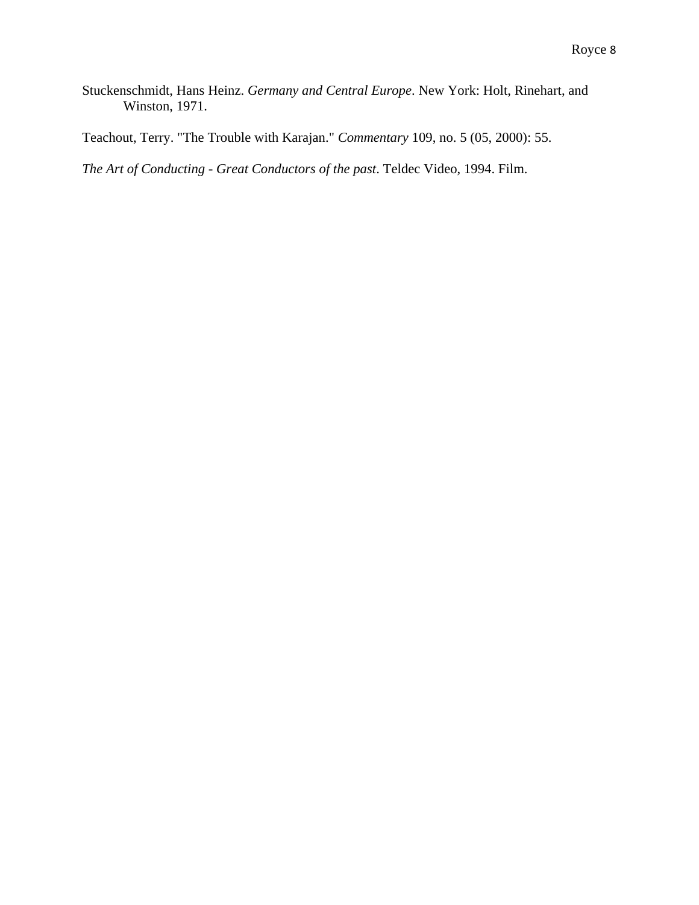Stuckenschmidt, Hans Heinz. *Germany and Central Europe*. New York: Holt, Rinehart, and Winston, 1971.

Teachout, Terry. "The Trouble with Karajan." *Commentary* 109, no. 5 (05, 2000): 55.

*The Art of Conducting - Great Conductors of the past*. Teldec Video, 1994. Film.